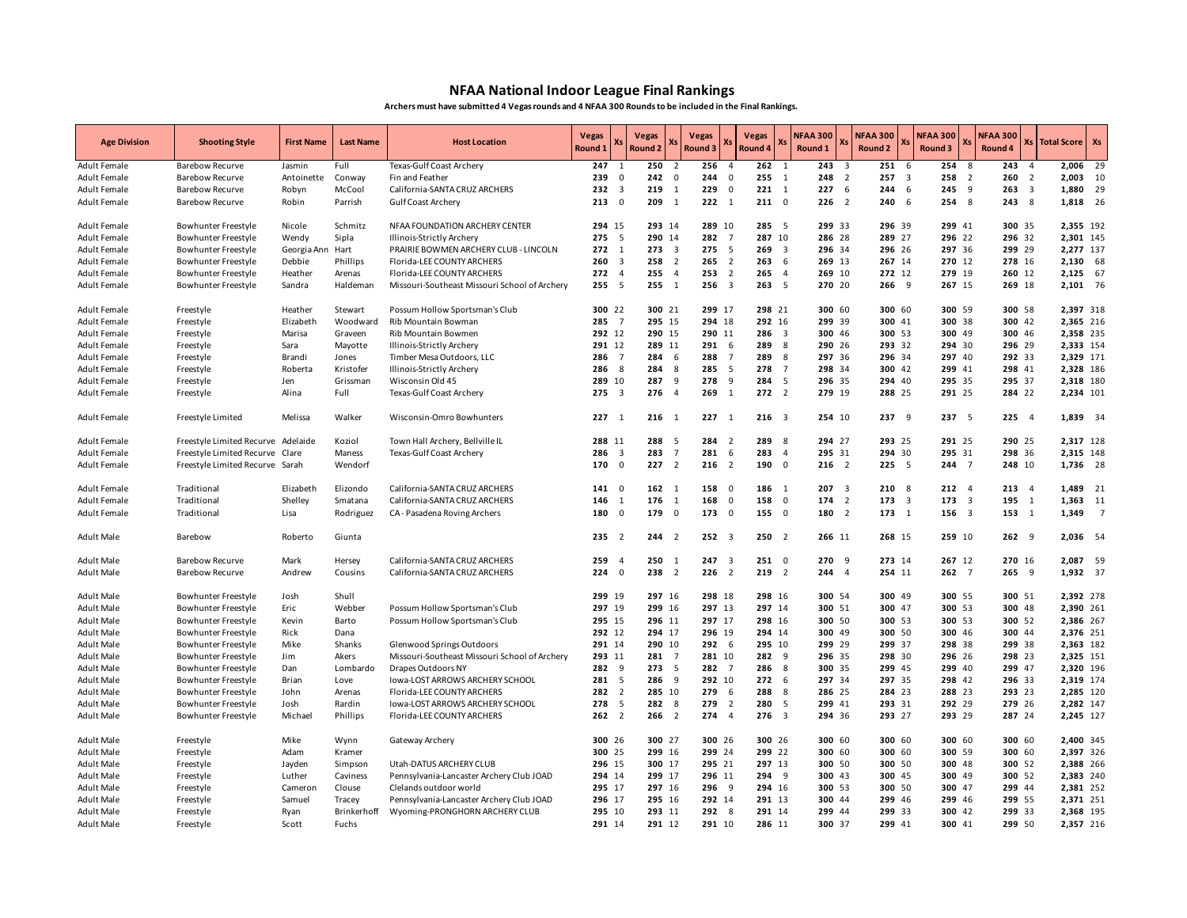# NFAA National Indoor League Final Rankings

**Archers must have submitted 4 Vegas rounds and 4 NFAA 300 Rounds to be included in the Final Rankings.**

| Age Division | Shooting Style | First Name | Last Name | Host Location | Vegas Round 1 | Xs | Vegas Round 2 | Xs | Vegas Round 3 | Xs | Vegas Round 4 | Xs | NFAA 300 Round 1 | Xs | NFAA 300 Round 2 | Xs | NFAA 300 Round 3 | Xs | NFAA 300 Round 4 | Xs | Total Score | Xs |
|---|---|---|---|---|---|---|---|---|---|---|---|---|---|---|---|---|---|---|---|---|---|---|
| Adult Female | Barebow Recurve | Jasmin | Full | Texas-Gulf Coast Archery | 247 | 1 | 250 | 2 | 256 | 4 | 262 | 1 | 243 | 3 | 251 | 6 | 254 | 8 | 243 | 4 | 2,006 | 29 |
| Adult Female | Barebow Recurve | Antoinette | Conway | Fin and Feather | 239 | 0 | 242 | 0 | 244 | 0 | 255 | 1 | 248 | 2 | 257 | 3 | 258 | 2 | 260 | 2 | 2,003 | 10 |
| Adult Female | Barebow Recurve | Robyn | McCool | California-SANTA CRUZ ARCHERS | 232 | 3 | 219 | 1 | 229 | 0 | 221 | 1 | 227 | 6 | 244 | 6 | 245 | 9 | 263 | 3 | 1,880 | 29 |
| Adult Female | Barebow Recurve | Robin | Parrish | Gulf Coast Archery | 213 | 0 | 209 | 1 | 222 | 1 | 211 | 0 | 226 | 2 | 240 | 6 | 254 | 8 | 243 | 8 | 1,818 | 26 |
| Adult Female | Bowhunter Freestyle | Nicole | Schmitz | NFAA FOUNDATION ARCHERY CENTER | 294 | 15 | 293 | 14 | 289 | 10 | 285 | 5 | 299 | 33 | 296 | 39 | 299 | 41 | 300 | 35 | 2,355 | 192 |
| Adult Female | Bowhunter Freestyle | Wendy | Sipla | Illinois-Strictly Archery | 275 | 5 | 290 | 14 | 282 | 7 | 287 | 10 | 286 | 28 | 289 | 27 | 296 | 22 | 296 | 32 | 2,301 | 145 |
| Adult Female | Bowhunter Freestyle | Georgia Ann | Hart | PRAIRIE BOWMEN ARCHERY CLUB - LINCOLN | 272 | 1 | 273 | 3 | 275 | 5 | 269 | 3 | 296 | 34 | 296 | 26 | 297 | 36 | 299 | 29 | 2,277 | 137 |
| Adult Female | Bowhunter Freestyle | Debbie | Phillips | Florida-LEE COUNTY ARCHERS | 260 | 3 | 258 | 2 | 265 | 2 | 263 | 6 | 269 | 13 | 267 | 14 | 270 | 12 | 278 | 16 | 2,130 | 68 |
| Adult Female | Bowhunter Freestyle | Heather | Arenas | Florida-LEE COUNTY ARCHERS | 272 | 4 | 255 | 4 | 253 | 2 | 265 | 4 | 269 | 10 | 272 | 12 | 279 | 19 | 260 | 12 | 2,125 | 67 |
| Adult Female | Bowhunter Freestyle | Sandra | Haldeman | Missouri-Southeast Missouri School of Archery | 255 | 5 | 255 | 1 | 256 | 3 | 263 | 5 | 270 | 20 | 266 | 9 | 267 | 15 | 269 | 18 | 2,101 | 76 |
| Adult Female | Freestyle | Heather | Stewart | Possum Hollow Sportsman's Club | 300 | 22 | 300 | 21 | 299 | 17 | 298 | 21 | 300 | 60 | 300 | 60 | 300 | 59 | 300 | 58 | 2,397 | 318 |
| Adult Female | Freestyle | Elizabeth | Woodward | Rib Mountain Bowman | 285 | 7 | 295 | 15 | 294 | 18 | 292 | 16 | 299 | 39 | 300 | 41 | 300 | 38 | 300 | 42 | 2,365 | 216 |
| Adult Female | Freestyle | Marisa | Graveen | Rib Mountain Bowmen | 292 | 12 | 290 | 15 | 290 | 11 | 286 | 3 | 300 | 46 | 300 | 53 | 300 | 49 | 300 | 46 | 2,358 | 235 |
| Adult Female | Freestyle | Sara | Mayotte | Illinois-Strictly Archery | 291 | 12 | 289 | 11 | 291 | 6 | 289 | 8 | 290 | 26 | 293 | 32 | 294 | 30 | 296 | 29 | 2,333 | 154 |
| Adult Female | Freestyle | Brandi | Jones | Timber Mesa Outdoors, LLC | 286 | 7 | 284 | 6 | 288 | 7 | 289 | 8 | 297 | 36 | 296 | 34 | 297 | 40 | 292 | 33 | 2,329 | 171 |
| Adult Female | Freestyle | Roberta | Kristofer | Illinois-Strictly Archery | 286 | 8 | 284 | 8 | 285 | 5 | 278 | 7 | 298 | 34 | 300 | 42 | 299 | 41 | 298 | 41 | 2,328 | 186 |
| Adult Female | Freestyle | Jen | Grissman | Wisconsin Old 45 | 289 | 10 | 287 | 9 | 278 | 9 | 284 | 5 | 296 | 35 | 294 | 40 | 295 | 35 | 295 | 37 | 2,318 | 180 |
| Adult Female | Freestyle | Alina | Full | Texas-Gulf Coast Archery | 275 | 3 | 276 | 4 | 269 | 1 | 272 | 2 | 279 | 19 | 288 | 25 | 291 | 25 | 284 | 22 | 2,234 | 101 |
| Adult Female | Freestyle Limited | Melissa | Walker | Wisconsin-Omro Bowhunters | 227 | 1 | 216 | 1 | 227 | 1 | 216 | 3 | 254 | 10 | 237 | 9 | 237 | 5 | 225 | 4 | 1,839 | 34 |
| Adult Female | Freestyle Limited Recurve | Adelaide | Koziol | Town Hall Archery, Bellville IL | 288 | 11 | 288 | 5 | 284 | 2 | 289 | 8 | 294 | 27 | 293 | 25 | 291 | 25 | 290 | 25 | 2,317 | 128 |
| Adult Female | Freestyle Limited Recurve | Clare | Maness | Texas-Gulf Coast Archery | 286 | 3 | 283 | 7 | 281 | 6 | 283 | 4 | 295 | 31 | 294 | 30 | 295 | 31 | 298 | 36 | 2,315 | 148 |
| Adult Female | Freestyle Limited Recurve | Sarah | Wendorf | | 170 | 0 | 227 | 2 | 216 | 2 | 190 | 0 | 216 | 2 | 225 | 5 | 244 | 7 | 248 | 10 | 1,736 | 28 |
| Adult Female | Traditional | Elizabeth | Elizondo | California-SANTA CRUZ ARCHERS | 141 | 0 | 162 | 1 | 158 | 0 | 186 | 1 | 207 | 3 | 210 | 8 | 212 | 4 | 213 | 4 | 1,489 | 21 |
| Adult Female | Traditional | Shelley | Smatana | California-SANTA CRUZ ARCHERS | 146 | 1 | 176 | 1 | 168 | 0 | 158 | 0 | 174 | 2 | 173 | 3 | 173 | 3 | 195 | 1 | 1,363 | 11 |
| Adult Female | Traditional | Lisa | Rodriguez | CA - Pasadena Roving Archers | 180 | 0 | 179 | 0 | 173 | 0 | 155 | 0 | 180 | 2 | 173 | 1 | 156 | 3 | 153 | 1 | 1,349 | 7 |
| Adult Male | Barebow | Roberto | Giunta | | 235 | 2 | 244 | 2 | 252 | 3 | 250 | 2 | 266 | 11 | 268 | 15 | 259 | 10 | 262 | 9 | 2,036 | 54 |
| Adult Male | Barebow Recurve | Mark | Hersey | California-SANTA CRUZ ARCHERS | 259 | 4 | 250 | 1 | 247 | 3 | 251 | 0 | 270 | 9 | 273 | 14 | 267 | 12 | 270 | 16 | 2,087 | 59 |
| Adult Male | Barebow Recurve | Andrew | Cousins | California-SANTA CRUZ ARCHERS | 224 | 0 | 238 | 2 | 226 | 2 | 219 | 2 | 244 | 4 | 254 | 11 | 262 | 7 | 265 | 9 | 1,932 | 37 |
| Adult Male | Bowhunter Freestyle | Josh | Shull | | 299 | 19 | 297 | 16 | 298 | 18 | 298 | 16 | 300 | 54 | 300 | 49 | 300 | 55 | 300 | 51 | 2,392 | 278 |
| Adult Male | Bowhunter Freestyle | Eric | Webber | Possum Hollow Sportsman's Club | 297 | 19 | 299 | 16 | 297 | 13 | 297 | 14 | 300 | 51 | 300 | 47 | 300 | 53 | 300 | 48 | 2,390 | 261 |
| Adult Male | Bowhunter Freestyle | Kevin | Barto | Possum Hollow Sportsman's Club | 295 | 15 | 296 | 11 | 297 | 17 | 298 | 16 | 300 | 50 | 300 | 53 | 300 | 53 | 300 | 52 | 2,386 | 267 |
| Adult Male | Bowhunter Freestyle | Rick | Dana | | 292 | 12 | 294 | 17 | 296 | 19 | 294 | 14 | 300 | 49 | 300 | 50 | 300 | 46 | 300 | 44 | 2,376 | 251 |
| Adult Male | Bowhunter Freestyle | Mike | Shanks | Glenwood Springs Outdoors | 291 | 14 | 290 | 10 | 292 | 6 | 295 | 10 | 299 | 29 | 299 | 37 | 298 | 38 | 299 | 38 | 2,363 | 182 |
| Adult Male | Bowhunter Freestyle | Jim | Akers | Missouri-Southeast Missouri School of Archery | 293 | 11 | 281 | 7 | 281 | 10 | 282 | 9 | 296 | 35 | 298 | 30 | 296 | 26 | 298 | 23 | 2,325 | 151 |
| Adult Male | Bowhunter Freestyle | Dan | Lombardo | Drapes Outdoors NY | 282 | 9 | 273 | 5 | 282 | 7 | 286 | 8 | 300 | 35 | 299 | 45 | 299 | 40 | 299 | 47 | 2,320 | 196 |
| Adult Male | Bowhunter Freestyle | Brian | Love | Iowa-LOST ARROWS ARCHERY SCHOOL | 281 | 5 | 286 | 9 | 292 | 10 | 272 | 6 | 297 | 34 | 297 | 35 | 298 | 42 | 296 | 33 | 2,319 | 174 |
| Adult Male | Bowhunter Freestyle | John | Arenas | Florida-LEE COUNTY ARCHERS | 282 | 2 | 285 | 10 | 279 | 6 | 288 | 8 | 286 | 25 | 284 | 23 | 288 | 23 | 293 | 23 | 2,285 | 120 |
| Adult Male | Bowhunter Freestyle | Josh | Rardin | Iowa-LOST ARROWS ARCHERY SCHOOL | 278 | 5 | 282 | 8 | 279 | 2 | 280 | 5 | 299 | 41 | 293 | 31 | 292 | 29 | 279 | 26 | 2,282 | 147 |
| Adult Male | Bowhunter Freestyle | Michael | Phillips | Florida-LEE COUNTY ARCHERS | 262 | 2 | 266 | 2 | 274 | 4 | 276 | 3 | 294 | 36 | 293 | 27 | 293 | 29 | 287 | 24 | 2,245 | 127 |
| Adult Male | Freestyle | Mike | Wynn | Gateway Archery | 300 | 26 | 300 | 27 | 300 | 26 | 300 | 26 | 300 | 60 | 300 | 60 | 300 | 60 | 300 | 60 | 2,400 | 345 |
| Adult Male | Freestyle | Adam | Kramer | | 300 | 25 | 299 | 16 | 299 | 24 | 299 | 22 | 300 | 60 | 300 | 60 | 300 | 59 | 300 | 60 | 2,397 | 326 |
| Adult Male | Freestyle | Jayden | Simpson | Utah-DATUS ARCHERY CLUB | 296 | 15 | 300 | 17 | 295 | 21 | 297 | 13 | 300 | 50 | 300 | 50 | 300 | 48 | 300 | 52 | 2,388 | 266 |
| Adult Male | Freestyle | Luther | Caviness | Pennsylvania-Lancaster Archery Club JOAD | 294 | 14 | 299 | 17 | 296 | 11 | 294 | 9 | 300 | 43 | 300 | 45 | 300 | 49 | 300 | 52 | 2,383 | 240 |
| Adult Male | Freestyle | Cameron | Clouse | Clelands outdoor world | 295 | 17 | 297 | 16 | 296 | 9 | 294 | 16 | 300 | 53 | 300 | 50 | 300 | 47 | 299 | 44 | 2,381 | 252 |
| Adult Male | Freestyle | Samuel | Tracey | Pennsylvania-Lancaster Archery Club JOAD | 296 | 17 | 295 | 16 | 292 | 14 | 291 | 13 | 300 | 44 | 299 | 46 | 299 | 46 | 299 | 55 | 2,371 | 251 |
| Adult Male | Freestyle | Ryan | Brinkerhoff | Wyoming-PRONGHORN ARCHERY CLUB | 295 | 10 | 293 | 11 | 292 | 8 | 291 | 14 | 299 | 44 | 299 | 33 | 300 | 42 | 299 | 33 | 2,368 | 195 |
| Adult Male | Freestyle | Scott | Fuchs | | 291 | 14 | 291 | 12 | 291 | 10 | 286 | 11 | 300 | 37 | 299 | 41 | 300 | 41 | 299 | 50 | 2,357 | 216 |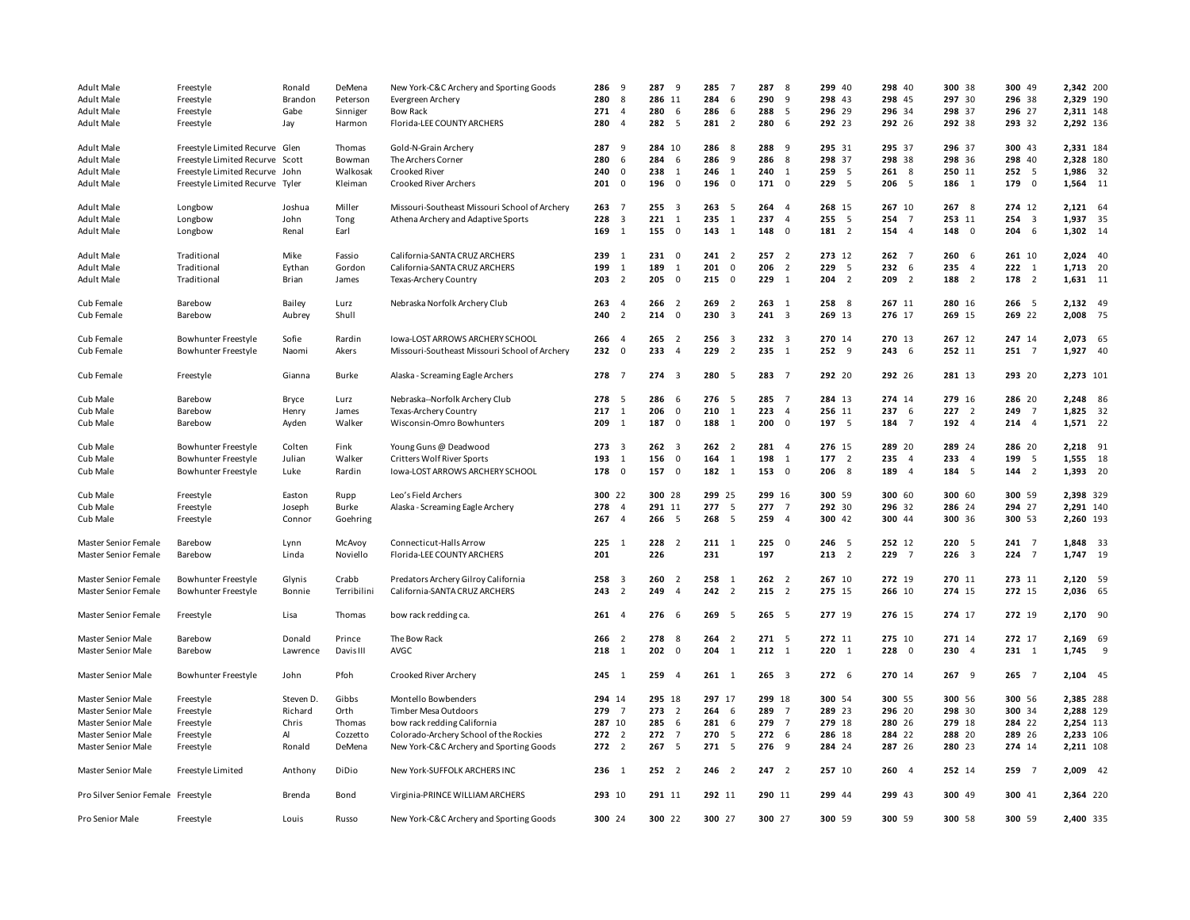| Division | Style | First | Last | Club | R1 | X | R2 | X | R3 | X | R4 | X | R5 | X | R6 | X | R7 | X | R8 | X | Total | X |
|---|---|---|---|---|---|---|---|---|---|---|---|---|---|---|---|---|---|---|---|---|---|---|
| Adult Male | Freestyle | Ronald | DeMena | New York-C&C Archery and Sporting Goods | 286 | 9 | 287 | 9 | 285 | 7 | 287 | 8 | 299 | 40 | 298 | 40 | 300 | 38 | 300 | 49 | 2,342 | 200 |
| Adult Male | Freestyle | Brandon | Peterson | Evergreen Archery | 280 | 8 | 286 | 11 | 284 | 6 | 290 | 9 | 298 | 43 | 298 | 45 | 297 | 30 | 296 | 38 | 2,329 | 190 |
| Adult Male | Freestyle | Gabe | Sinniger | Bow Rack | 271 | 4 | 280 | 6 | 286 | 6 | 288 | 5 | 296 | 29 | 296 | 34 | 298 | 37 | 296 | 27 | 2,311 | 148 |
| Adult Male | Freestyle | Jay | Harmon | Florida-LEE COUNTY ARCHERS | 280 | 4 | 282 | 5 | 281 | 2 | 280 | 6 | 292 | 23 | 292 | 26 | 292 | 38 | 293 | 32 | 2,292 | 136 |
| Adult Male | Freestyle Limited Recurve | Glen | Thomas | Gold-N-Grain Archery | 287 | 9 | 284 | 10 | 286 | 8 | 288 | 9 | 295 | 31 | 295 | 37 | 296 | 37 | 300 | 43 | 2,331 | 184 |
| Adult Male | Freestyle Limited Recurve | Scott | Bowman | The Archers Corner | 280 | 6 | 284 | 6 | 286 | 9 | 286 | 8 | 298 | 37 | 298 | 38 | 298 | 36 | 298 | 40 | 2,328 | 180 |
| Adult Male | Freestyle Limited Recurve | John | Walkosak | Crooked River | 240 | 0 | 238 | 1 | 246 | 1 | 240 | 1 | 259 | 5 | 261 | 8 | 250 | 11 | 252 | 5 | 1,986 | 32 |
| Adult Male | Freestyle Limited Recurve | Tyler | Kleiman | Crooked River Archers | 201 | 0 | 196 | 0 | 196 | 0 | 171 | 0 | 229 | 5 | 206 | 5 | 186 | 1 | 179 | 0 | 1,564 | 11 |
| Adult Male | Longbow | Joshua | Miller | Missouri-Southeast Missouri School of Archery | 263 | 7 | 255 | 3 | 263 | 5 | 264 | 4 | 268 | 15 | 267 | 10 | 267 | 8 | 274 | 12 | 2,121 | 64 |
| Adult Male | Longbow | John | Tong | Athena Archery and Adaptive Sports | 228 | 3 | 221 | 1 | 235 | 1 | 237 | 4 | 255 | 5 | 254 | 7 | 253 | 11 | 254 | 3 | 1,937 | 35 |
| Adult Male | Longbow | Renal | Earl | | 169 | 1 | 155 | 0 | 143 | 1 | 148 | 0 | 181 | 2 | 154 | 4 | 148 | 0 | 204 | 6 | 1,302 | 14 |
| Adult Male | Traditional | Mike | Fassio | California-SANTA CRUZ ARCHERS | 239 | 1 | 231 | 0 | 241 | 2 | 257 | 2 | 273 | 12 | 262 | 7 | 260 | 6 | 261 | 10 | 2,024 | 40 |
| Adult Male | Traditional | Eythan | Gordon | California-SANTA CRUZ ARCHERS | 199 | 1 | 189 | 1 | 201 | 0 | 206 | 2 | 229 | 5 | 232 | 6 | 235 | 4 | 222 | 1 | 1,713 | 20 |
| Adult Male | Traditional | Brian | James | Texas-Archery Country | 203 | 2 | 205 | 0 | 215 | 0 | 229 | 1 | 204 | 2 | 209 | 2 | 188 | 2 | 178 | 2 | 1,631 | 11 |
| Cub Female | Barebow | Bailey | Lurz | Nebraska Norfolk Archery Club | 263 | 4 | 266 | 2 | 269 | 2 | 263 | 1 | 258 | 8 | 267 | 11 | 280 | 16 | 266 | 5 | 2,132 | 49 |
| Cub Female | Barebow | Aubrey | Shull | | 240 | 2 | 214 | 0 | 230 | 3 | 241 | 3 | 269 | 13 | 276 | 17 | 269 | 15 | 269 | 22 | 2,008 | 75 |
| Cub Female | Bowhunter Freestyle | Sofie | Rardin | Iowa-LOST ARROWS ARCHERY SCHOOL | 266 | 4 | 265 | 2 | 256 | 3 | 232 | 3 | 270 | 14 | 270 | 13 | 267 | 12 | 247 | 14 | 2,073 | 65 |
| Cub Female | Bowhunter Freestyle | Naomi | Akers | Missouri-Southeast Missouri School of Archery | 232 | 0 | 233 | 4 | 229 | 2 | 235 | 1 | 252 | 9 | 243 | 6 | 252 | 11 | 251 | 7 | 1,927 | 40 |
| Cub Female | Freestyle | Gianna | Burke | Alaska - Screaming Eagle Archers | 278 | 7 | 274 | 3 | 280 | 5 | 283 | 7 | 292 | 20 | 292 | 26 | 281 | 13 | 293 | 20 | 2,273 | 101 |
| Cub Male | Barebow | Bryce | Lurz | Nebraska--Norfolk Archery Club | 278 | 5 | 286 | 6 | 276 | 5 | 285 | 7 | 284 | 13 | 274 | 14 | 279 | 16 | 286 | 20 | 2,248 | 86 |
| Cub Male | Barebow | Henry | James | Texas-Archery Country | 217 | 1 | 206 | 0 | 210 | 1 | 223 | 4 | 256 | 11 | 237 | 6 | 227 | 2 | 249 | 7 | 1,825 | 32 |
| Cub Male | Barebow | Ayden | Walker | Wisconsin-Omro Bowhunters | 209 | 1 | 187 | 0 | 188 | 1 | 200 | 0 | 197 | 5 | 184 | 7 | 192 | 4 | 214 | 4 | 1,571 | 22 |
| Cub Male | Bowhunter Freestyle | Colten | Fink | Young Guns @ Deadwood | 273 | 3 | 262 | 3 | 262 | 2 | 281 | 4 | 276 | 15 | 289 | 20 | 289 | 24 | 286 | 20 | 2,218 | 91 |
| Cub Male | Bowhunter Freestyle | Julian | Walker | Critters Wolf River Sports | 193 | 1 | 156 | 0 | 164 | 1 | 198 | 1 | 177 | 2 | 235 | 4 | 233 | 4 | 199 | 5 | 1,555 | 18 |
| Cub Male | Bowhunter Freestyle | Luke | Rardin | Iowa-LOST ARROWS ARCHERY SCHOOL | 178 | 0 | 157 | 0 | 182 | 1 | 153 | 0 | 206 | 8 | 189 | 4 | 184 | 5 | 144 | 2 | 1,393 | 20 |
| Cub Male | Freestyle | Easton | Rupp | Leo's Field Archers | 300 | 22 | 300 | 28 | 299 | 25 | 299 | 16 | 300 | 59 | 300 | 60 | 300 | 60 | 300 | 59 | 2,398 | 329 |
| Cub Male | Freestyle | Joseph | Burke | Alaska - Screaming Eagle Archery | 278 | 4 | 291 | 11 | 277 | 5 | 277 | 7 | 292 | 30 | 296 | 32 | 286 | 24 | 294 | 27 | 2,291 | 140 |
| Cub Male | Freestyle | Connor | Goehring | | 267 | 4 | 266 | 5 | 268 | 5 | 259 | 4 | 300 | 42 | 300 | 44 | 300 | 36 | 300 | 53 | 2,260 | 193 |
| Master Senior Female | Barebow | Lynn | McAvoy | Connecticut-Halls Arrow | 225 | 1 | 228 | 2 | 211 | 1 | 225 | 0 | 246 | 5 | 252 | 12 | 220 | 5 | 241 | 7 | 1,848 | 33 |
| Master Senior Female | Barebow | Linda | Noviello | Florida-LEE COUNTY ARCHERS | 201 | | 226 | | 231 | | 197 | | 213 | 2 | 229 | 7 | 226 | 3 | 224 | 7 | 1,747 | 19 |
| Master Senior Female | Bowhunter Freestyle | Glynis | Crabb | Predators Archery Gilroy California | 258 | 3 | 260 | 2 | 258 | 1 | 262 | 2 | 267 | 10 | 272 | 19 | 270 | 11 | 273 | 11 | 2,120 | 59 |
| Master Senior Female | Bowhunter Freestyle | Bonnie | Terribilini | California-SANTA CRUZ ARCHERS | 243 | 2 | 249 | 4 | 242 | 2 | 215 | 2 | 275 | 15 | 266 | 10 | 274 | 15 | 272 | 15 | 2,036 | 65 |
| Master Senior Female | Freestyle | Lisa | Thomas | bow rack redding ca. | 261 | 4 | 276 | 6 | 269 | 5 | 265 | 5 | 277 | 19 | 276 | 15 | 274 | 17 | 272 | 19 | 2,170 | 90 |
| Master Senior Male | Barebow | Donald | Prince | The Bow Rack | 266 | 2 | 278 | 8 | 264 | 2 | 271 | 5 | 272 | 11 | 275 | 10 | 271 | 14 | 272 | 17 | 2,169 | 69 |
| Master Senior Male | Barebow | Lawrence | Davis III | AVGC | 218 | 1 | 202 | 0 | 204 | 1 | 212 | 1 | 220 | 1 | 228 | 0 | 230 | 4 | 231 | 1 | 1,745 | 9 |
| Master Senior Male | Bowhunter Freestyle | John | Pfoh | Crooked River Archery | 245 | 1 | 259 | 4 | 261 | 1 | 265 | 3 | 272 | 6 | 270 | 14 | 267 | 9 | 265 | 7 | 2,104 | 45 |
| Master Senior Male | Freestyle | Steven D. | Gibbs | Montello Bowbenders | 294 | 14 | 295 | 18 | 297 | 17 | 299 | 18 | 300 | 54 | 300 | 55 | 300 | 56 | 300 | 56 | 2,385 | 288 |
| Master Senior Male | Freestyle | Richard | Orth | Timber Mesa Outdoors | 279 | 7 | 273 | 2 | 264 | 6 | 289 | 7 | 289 | 23 | 296 | 20 | 298 | 30 | 300 | 34 | 2,288 | 129 |
| Master Senior Male | Freestyle | Chris | Thomas | bow rack redding California | 287 | 10 | 285 | 6 | 281 | 6 | 279 | 7 | 279 | 18 | 280 | 26 | 279 | 18 | 284 | 22 | 2,254 | 113 |
| Master Senior Male | Freestyle | Al | Cozzetto | Colorado-Archery School of the Rockies | 272 | 2 | 272 | 7 | 270 | 5 | 272 | 6 | 286 | 18 | 284 | 22 | 288 | 20 | 289 | 26 | 2,233 | 106 |
| Master Senior Male | Freestyle | Ronald | DeMena | New York-C&C Archery and Sporting Goods | 272 | 2 | 267 | 5 | 271 | 5 | 276 | 9 | 284 | 24 | 287 | 26 | 280 | 23 | 274 | 14 | 2,211 | 108 |
| Master Senior Male | Freestyle Limited | Anthony | DiDio | New York-SUFFOLK ARCHERS INC | 236 | 1 | 252 | 2 | 246 | 2 | 247 | 2 | 257 | 10 | 260 | 4 | 252 | 14 | 259 | 7 | 2,009 | 42 |
| Pro Silver Senior Female | Freestyle | Brenda | Bond | Virginia-PRINCE WILLIAM ARCHERS | 293 | 10 | 291 | 11 | 292 | 11 | 290 | 11 | 299 | 44 | 299 | 43 | 300 | 49 | 300 | 41 | 2,364 | 220 |
| Pro Senior Male | Freestyle | Louis | Russo | New York-C&C Archery and Sporting Goods | 300 | 24 | 300 | 22 | 300 | 27 | 300 | 27 | 300 | 59 | 300 | 59 | 300 | 58 | 300 | 59 | 2,400 | 335 |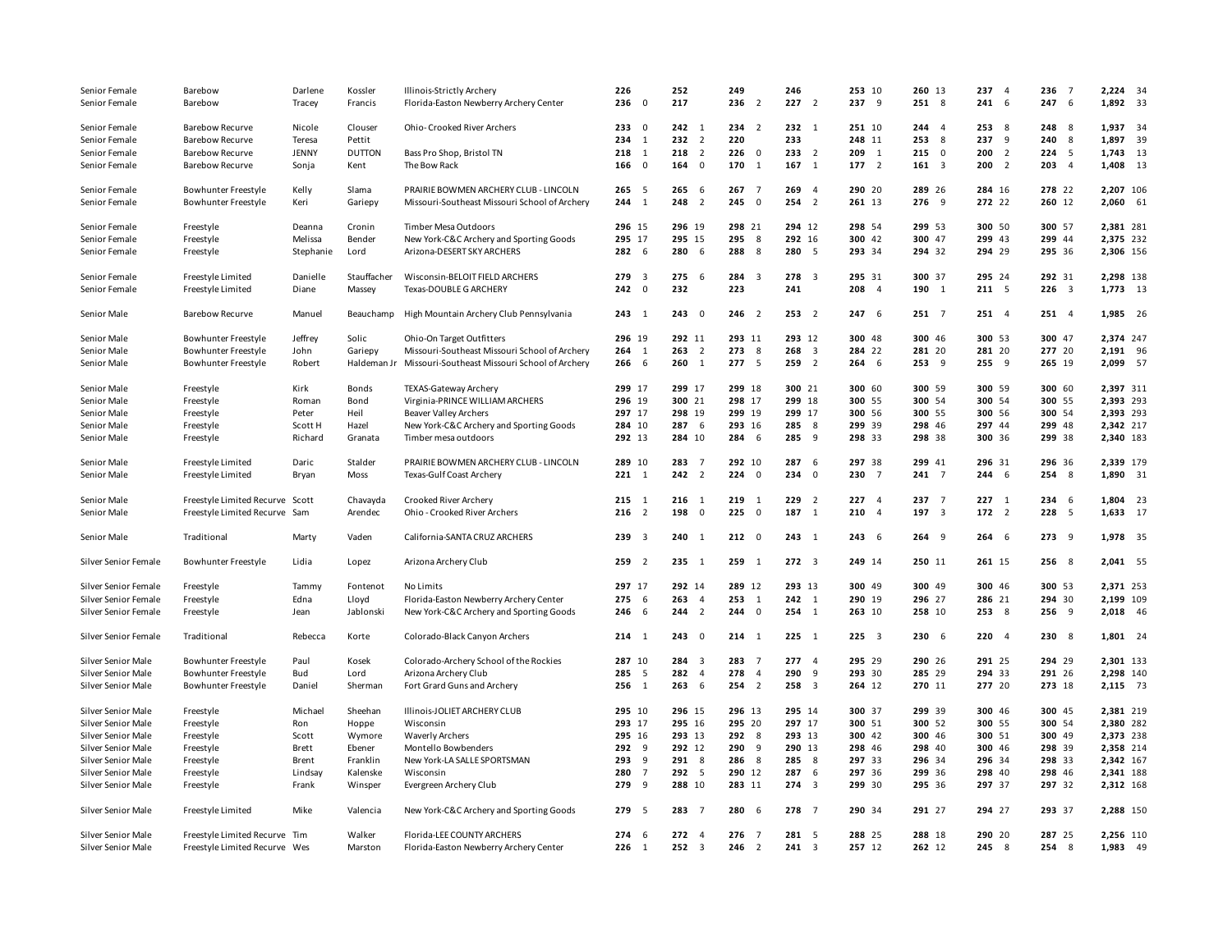| Division | Style | First | Last | Club | R1 | X | R2 | X | R3 | X | R4 | X | R5 | X | R6 | X | R7 | X | R8 | X | Total | X |
|---|---|---|---|---|---|---|---|---|---|---|---|---|---|---|---|---|---|---|---|---|---|---|
| Senior Female | Barebow | Darlene | Kossler | Illinois-Strictly Archery | 226 | | 252 | | 249 | | 246 | | 253 | 10 | 260 | 13 | 237 | 4 | 236 | 7 | 2,224 | 34 |
| Senior Female | Barebow | Tracey | Francis | Florida-Easton Newberry Archery Center | 236 | 0 | 217 | | 236 | 2 | 227 | 2 | 237 | 9 | 251 | 8 | 241 | 6 | 247 | 6 | 1,892 | 33 |
| Senior Female | Barebow Recurve | Nicole | Clouser | Ohio- Crooked River Archers | 233 | 0 | 242 | 1 | 234 | 2 | 232 | 1 | 251 | 10 | 244 | 4 | 253 | 8 | 248 | 8 | 1,937 | 34 |
| Senior Female | Barebow Recurve | Teresa | Pettit | | 234 | 1 | 232 | 2 | 220 | | 233 | | 248 | 11 | 253 | 8 | 237 | 9 | 240 | 8 | 1,897 | 39 |
| Senior Female | Barebow Recurve | JENNY | DUTTON | Bass Pro Shop, Bristol TN | 218 | 1 | 218 | 2 | 226 | 0 | 233 | 2 | 209 | 1 | 215 | 0 | 200 | 2 | 224 | 5 | 1,743 | 13 |
| Senior Female | Barebow Recurve | Sonja | Kent | The Bow Rack | 166 | 0 | 164 | 0 | 170 | 1 | 167 | 1 | 177 | 2 | 161 | 3 | 200 | 2 | 203 | 4 | 1,408 | 13 |
| Senior Female | Bowhunter Freestyle | Kelly | Slama | PRAIRIE BOWMEN ARCHERY CLUB - LINCOLN | 265 | 5 | 265 | 6 | 267 | 7 | 269 | 4 | 290 | 20 | 289 | 26 | 284 | 16 | 278 | 22 | 2,207 | 106 |
| Senior Female | Bowhunter Freestyle | Keri | Gariepy | Missouri-Southeast Missouri School of Archery | 244 | 1 | 248 | 2 | 245 | 0 | 254 | 2 | 261 | 13 | 276 | 9 | 272 | 22 | 260 | 12 | 2,060 | 61 |
| Senior Female | Freestyle | Deanna | Cronin | Timber Mesa Outdoors | 296 | 15 | 296 | 19 | 298 | 21 | 294 | 12 | 298 | 54 | 299 | 53 | 300 | 50 | 300 | 57 | 2,381 | 281 |
| Senior Female | Freestyle | Melissa | Bender | New York-C&C Archery and Sporting Goods | 295 | 17 | 295 | 15 | 295 | 8 | 292 | 16 | 300 | 42 | 300 | 47 | 299 | 43 | 299 | 44 | 2,375 | 232 |
| Senior Female | Freestyle | Stephanie | Lord | Arizona-DESERT SKY ARCHERS | 282 | 6 | 280 | 6 | 288 | 8 | 280 | 5 | 293 | 34 | 294 | 32 | 294 | 29 | 295 | 36 | 2,306 | 156 |
| Senior Female | Freestyle Limited | Danielle | Stauffacher | Wisconsin-BELOIT FIELD ARCHERS | 279 | 3 | 275 | 6 | 284 | 3 | 278 | 3 | 295 | 31 | 300 | 37 | 295 | 24 | 292 | 31 | 2,298 | 138 |
| Senior Female | Freestyle Limited | Diane | Massey | Texas-DOUBLE G ARCHERY | 242 | 0 | 232 | | 223 | | 241 | | 208 | 4 | 190 | 1 | 211 | 5 | 226 | 3 | 1,773 | 13 |
| Senior Male | Barebow Recurve | Manuel | Beauchamp | High Mountain Archery Club Pennsylvania | 243 | 1 | 243 | 0 | 246 | 2 | 253 | 2 | 247 | 6 | 251 | 7 | 251 | 4 | 251 | 4 | 1,985 | 26 |
| Senior Male | Bowhunter Freestyle | Jeffrey | Solic | Ohio-On Target Outfitters | 296 | 19 | 292 | 11 | 293 | 11 | 293 | 12 | 300 | 48 | 300 | 46 | 300 | 53 | 300 | 47 | 2,374 | 247 |
| Senior Male | Bowhunter Freestyle | John | Gariepy | Missouri-Southeast Missouri School of Archery | 264 | 1 | 263 | 2 | 273 | 8 | 268 | 3 | 284 | 22 | 281 | 20 | 281 | 20 | 277 | 20 | 2,191 | 96 |
| Senior Male | Bowhunter Freestyle | Robert | Haldeman Jr | Missouri-Southeast Missouri School of Archery | 266 | 6 | 260 | 1 | 277 | 5 | 259 | 2 | 264 | 6 | 253 | 9 | 255 | 9 | 265 | 19 | 2,099 | 57 |
| Senior Male | Freestyle | Kirk | Bonds | TEXAS-Gateway Archery | 299 | 17 | 299 | 17 | 299 | 18 | 300 | 21 | 300 | 60 | 300 | 59 | 300 | 59 | 300 | 60 | 2,397 | 311 |
| Senior Male | Freestyle | Roman | Bond | Virginia-PRINCE WILLIAM ARCHERS | 296 | 19 | 300 | 21 | 298 | 17 | 299 | 18 | 300 | 55 | 300 | 54 | 300 | 54 | 300 | 55 | 2,393 | 293 |
| Senior Male | Freestyle | Peter | Heil | Beaver Valley Archers | 297 | 17 | 298 | 19 | 299 | 19 | 299 | 17 | 300 | 56 | 300 | 55 | 300 | 56 | 300 | 54 | 2,393 | 293 |
| Senior Male | Freestyle | Scott H | Hazel | New York-C&C Archery and Sporting Goods | 284 | 10 | 287 | 6 | 293 | 16 | 285 | 8 | 299 | 39 | 298 | 46 | 297 | 44 | 299 | 48 | 2,342 | 217 |
| Senior Male | Freestyle | Richard | Granata | Timber mesa outdoors | 292 | 13 | 284 | 10 | 284 | 6 | 285 | 9 | 298 | 33 | 298 | 38 | 300 | 36 | 299 | 38 | 2,340 | 183 |
| Senior Male | Freestyle Limited | Daric | Stalder | PRAIRIE BOWMEN ARCHERY CLUB - LINCOLN | 289 | 10 | 283 | 7 | 292 | 10 | 287 | 6 | 297 | 38 | 299 | 41 | 296 | 31 | 296 | 36 | 2,339 | 179 |
| Senior Male | Freestyle Limited | Bryan | Moss | Texas-Gulf Coast Archery | 221 | 1 | 242 | 2 | 224 | 0 | 234 | 0 | 230 | 7 | 241 | 7 | 244 | 6 | 254 | 8 | 1,890 | 31 |
| Senior Male | Freestyle Limited Recurve | Scott | Chavayda | Crooked River Archery | 215 | 1 | 216 | 1 | 219 | 1 | 229 | 2 | 227 | 4 | 237 | 7 | 227 | 1 | 234 | 6 | 1,804 | 23 |
| Senior Male | Freestyle Limited Recurve | Sam | Arendec | Ohio - Crooked River Archers | 216 | 2 | 198 | 0 | 225 | 0 | 187 | 1 | 210 | 4 | 197 | 3 | 172 | 2 | 228 | 5 | 1,633 | 17 |
| Senior Male | Traditional | Marty | Vaden | California-SANTA CRUZ ARCHERS | 239 | 3 | 240 | 1 | 212 | 0 | 243 | 1 | 243 | 6 | 264 | 9 | 264 | 6 | 273 | 9 | 1,978 | 35 |
| Silver Senior Female | Bowhunter Freestyle | Lidia | Lopez | Arizona Archery Club | 259 | 2 | 235 | 1 | 259 | 1 | 272 | 3 | 249 | 14 | 250 | 11 | 261 | 15 | 256 | 8 | 2,041 | 55 |
| Silver Senior Female | Freestyle | Tammy | Fontenot | No Limits | 297 | 17 | 292 | 14 | 289 | 12 | 293 | 13 | 300 | 49 | 300 | 49 | 300 | 46 | 300 | 53 | 2,371 | 253 |
| Silver Senior Female | Freestyle | Edna | Lloyd | Florida-Easton Newberry Archery Center | 275 | 6 | 263 | 4 | 253 | 1 | 242 | 1 | 290 | 19 | 296 | 27 | 286 | 21 | 294 | 30 | 2,199 | 109 |
| Silver Senior Female | Freestyle | Jean | Jablonski | New York-C&C Archery and Sporting Goods | 246 | 6 | 244 | 2 | 244 | 0 | 254 | 1 | 263 | 10 | 258 | 10 | 253 | 8 | 256 | 9 | 2,018 | 46 |
| Silver Senior Female | Traditional | Rebecca | Korte | Colorado-Black Canyon Archers | 214 | 1 | 243 | 0 | 214 | 1 | 225 | 1 | 225 | 3 | 230 | 6 | 220 | 4 | 230 | 8 | 1,801 | 24 |
| Silver Senior Male | Bowhunter Freestyle | Paul | Kosek | Colorado-Archery School of the Rockies | 287 | 10 | 284 | 3 | 283 | 7 | 277 | 4 | 295 | 29 | 290 | 26 | 291 | 25 | 294 | 29 | 2,301 | 133 |
| Silver Senior Male | Bowhunter Freestyle | Bud | Lord | Arizona Archery Club | 285 | 5 | 282 | 4 | 278 | 4 | 290 | 9 | 293 | 30 | 285 | 29 | 294 | 33 | 291 | 26 | 2,298 | 140 |
| Silver Senior Male | Bowhunter Freestyle | Daniel | Sherman | Fort Grard Guns and Archery | 256 | 1 | 263 | 6 | 254 | 2 | 258 | 3 | 264 | 12 | 270 | 11 | 277 | 20 | 273 | 18 | 2,115 | 73 |
| Silver Senior Male | Freestyle | Michael | Sheehan | Illinois-JOLIET ARCHERY CLUB | 295 | 10 | 296 | 15 | 296 | 13 | 295 | 14 | 300 | 37 | 299 | 39 | 300 | 46 | 300 | 45 | 2,381 | 219 |
| Silver Senior Male | Freestyle | Ron | Hoppe | Wisconsin | 293 | 17 | 295 | 16 | 295 | 20 | 297 | 17 | 300 | 51 | 300 | 52 | 300 | 55 | 300 | 54 | 2,380 | 282 |
| Silver Senior Male | Freestyle | Scott | Wymore | Waverly Archers | 295 | 16 | 293 | 13 | 292 | 8 | 293 | 13 | 300 | 42 | 300 | 46 | 300 | 51 | 300 | 49 | 2,373 | 238 |
| Silver Senior Male | Freestyle | Brett | Ebener | Montello Bowbenders | 292 | 9 | 292 | 12 | 290 | 9 | 290 | 13 | 298 | 46 | 298 | 40 | 300 | 46 | 298 | 39 | 2,358 | 214 |
| Silver Senior Male | Freestyle | Brent | Franklin | New York-LA SALLE SPORTSMAN | 293 | 9 | 291 | 8 | 286 | 8 | 285 | 8 | 297 | 33 | 296 | 34 | 296 | 34 | 298 | 33 | 2,342 | 167 |
| Silver Senior Male | Freestyle | Lindsay | Kalenske | Wisconsin | 280 | 7 | 292 | 5 | 290 | 12 | 287 | 6 | 297 | 36 | 299 | 36 | 298 | 40 | 298 | 46 | 2,341 | 188 |
| Silver Senior Male | Freestyle | Frank | Winsper | Evergreen Archery Club | 279 | 9 | 288 | 10 | 283 | 11 | 274 | 3 | 299 | 30 | 295 | 36 | 297 | 37 | 297 | 32 | 2,312 | 168 |
| Silver Senior Male | Freestyle Limited | Mike | Valencia | New York-C&C Archery and Sporting Goods | 279 | 5 | 283 | 7 | 280 | 6 | 278 | 7 | 290 | 34 | 291 | 27 | 294 | 27 | 293 | 37 | 2,288 | 150 |
| Silver Senior Male | Freestyle Limited Recurve | Tim | Walker | Florida-LEE COUNTY ARCHERS | 274 | 6 | 272 | 4 | 276 | 7 | 281 | 5 | 288 | 25 | 288 | 18 | 290 | 20 | 287 | 25 | 2,256 | 110 |
| Silver Senior Male | Freestyle Limited Recurve | Wes | Marston | Florida-Easton Newberry Archery Center | 226 | 1 | 252 | 3 | 246 | 2 | 241 | 3 | 257 | 12 | 262 | 12 | 245 | 8 | 254 | 8 | 1,983 | 49 |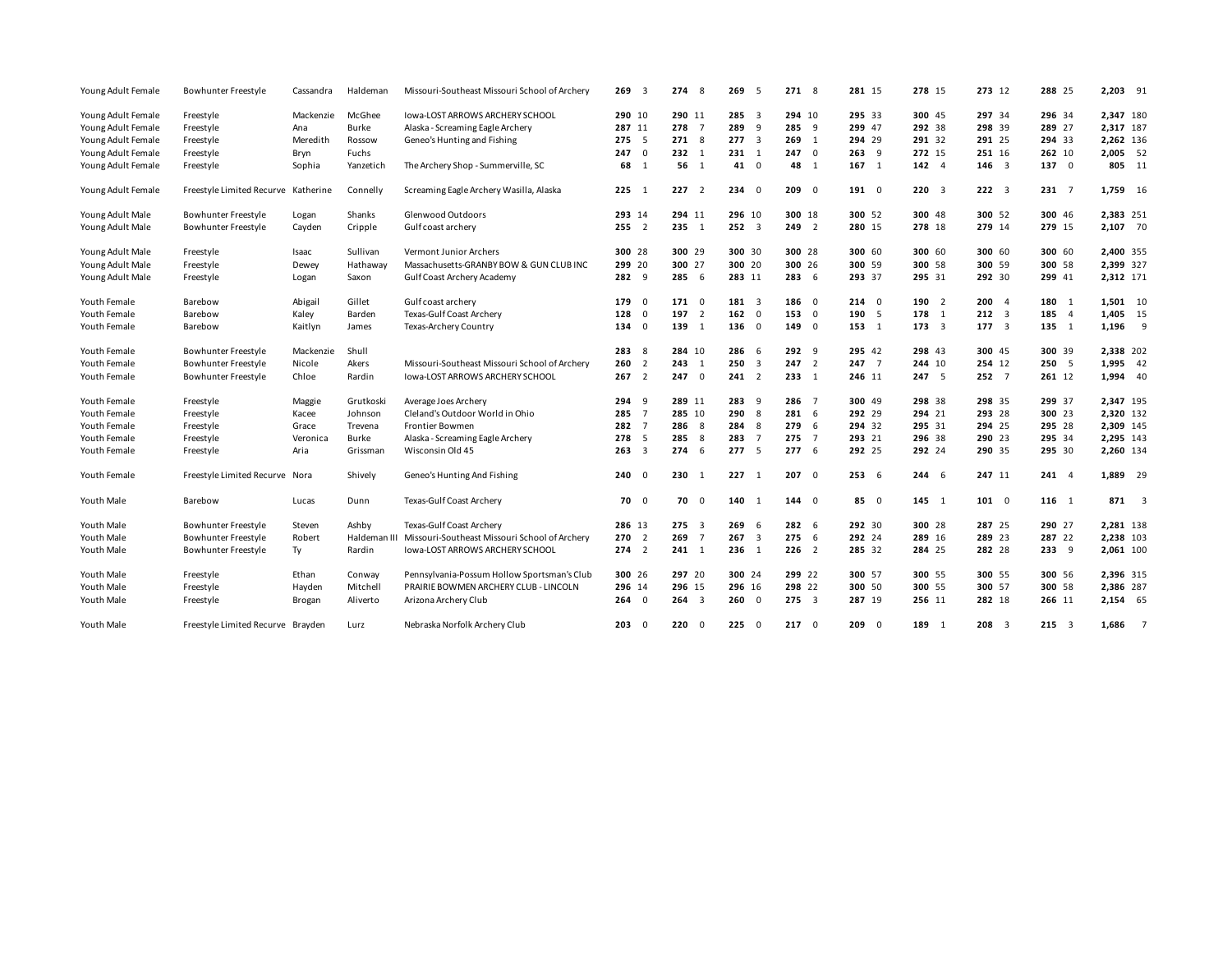| | | | | | | | | | | | | | | | | | | | | | | | | | |
|---|---|---|---|---|---|---|---|---|---|---|---|---|---|---|---|---|---|---|---|---|---|---|---|---|---|
| Young Adult Female | Bowhunter Freestyle | Cassandra | Haldeman | Missouri-Southeast Missouri School of Archery | **269** | 3 | **274** | 8 | **269** | 5 | **271** | 8 | **281** | 15 | **278** | 15 | **273** | 12 | **288** | 25 | **2,203** | 91 |
| Young Adult Female | Freestyle | Mackenzie | McGhee | Iowa-LOST ARROWS ARCHERY SCHOOL | **290** | 10 | **290** | 11 | **285** | 3 | **294** | 10 | **295** | 33 | **300** | 45 | **297** | 34 | **296** | 34 | **2,347** | 180 |
| Young Adult Female | Freestyle | Ana | Burke | Alaska - Screaming Eagle Archery | **287** | 11 | **278** | 7 | **289** | 9 | **285** | 9 | **299** | 47 | **292** | 38 | **298** | 39 | **289** | 27 | **2,317** | 187 |
| Young Adult Female | Freestyle | Meredith | Rossow | Geneo's Hunting and Fishing | **275** | 5 | **271** | 8 | **277** | 3 | **269** | 1 | **294** | 29 | **291** | 32 | **291** | 25 | **294** | 33 | **2,262** | 136 |
| Young Adult Female | Freestyle | Bryn | Fuchs | | **247** | 0 | **232** | 1 | **231** | 1 | **247** | 0 | **263** | 9 | **272** | 15 | **251** | 16 | **262** | 10 | **2,005** | 52 |
| Young Adult Female | Freestyle | Sophia | Yanzetich | The Archery Shop - Summerville, SC | **68** | 1 | **56** | 1 | **41** | 0 | **48** | 1 | **167** | 1 | **142** | 4 | **146** | 3 | **137** | 0 | **805** | 11 |
| Young Adult Female | Freestyle Limited Recurve | Katherine | Connelly | Screaming Eagle Archery Wasilla, Alaska | **225** | 1 | **227** | 2 | **234** | 0 | **209** | 0 | **191** | 0 | **220** | 3 | **222** | 3 | **231** | 7 | **1,759** | 16 |
| Young Adult Male | Bowhunter Freestyle | Logan | Shanks | Glenwood Outdoors | **293** | 14 | **294** | 11 | **296** | 10 | **300** | 18 | **300** | 52 | **300** | 48 | **300** | 52 | **300** | 46 | **2,383** | 251 |
| Young Adult Male | Bowhunter Freestyle | Cayden | Cripple | Gulf coast archery | **255** | 2 | **235** | 1 | **252** | 3 | **249** | 2 | **280** | 15 | **278** | 18 | **279** | 14 | **279** | 15 | **2,107** | 70 |
| Young Adult Male | Freestyle | Isaac | Sullivan | Vermont Junior Archers | **300** | 28 | **300** | 29 | **300** | 30 | **300** | 28 | **300** | 60 | **300** | 60 | **300** | 60 | **300** | 60 | **2,400** | 355 |
| Young Adult Male | Freestyle | Dewey | Hathaway | Massachusetts-GRANBY BOW & GUN CLUB INC | **299** | 20 | **300** | 27 | **300** | 20 | **300** | 26 | **300** | 59 | **300** | 58 | **300** | 59 | **300** | 58 | **2,399** | 327 |
| Young Adult Male | Freestyle | Logan | Saxon | Gulf Coast Archery Academy | **282** | 9 | **285** | 6 | **283** | 11 | **283** | 6 | **293** | 37 | **295** | 31 | **292** | 30 | **299** | 41 | **2,312** | 171 |
| Youth Female | Barebow | Abigail | Gillet | Gulf coast archery | **179** | 0 | **171** | 0 | **181** | 3 | **186** | 0 | **214** | 0 | **190** | 2 | **200** | 4 | **180** | 1 | **1,501** | 10 |
| Youth Female | Barebow | Kaley | Barden | Texas-Gulf Coast Archery | **128** | 0 | **197** | 2 | **162** | 0 | **153** | 0 | **190** | 5 | **178** | 1 | **212** | 3 | **185** | 4 | **1,405** | 15 |
| Youth Female | Barebow | Kaitlyn | James | Texas-Archery Country | **134** | 0 | **139** | 1 | **136** | 0 | **149** | 0 | **153** | 1 | **173** | 3 | **177** | 3 | **135** | 1 | **1,196** | 9 |
| Youth Female | Bowhunter Freestyle | Mackenzie | Shull | | **283** | 8 | **284** | 10 | **286** | 6 | **292** | 9 | **295** | 42 | **298** | 43 | **300** | 45 | **300** | 39 | **2,338** | 202 |
| Youth Female | Bowhunter Freestyle | Nicole | Akers | Missouri-Southeast Missouri School of Archery | **260** | 2 | **243** | 1 | **250** | 3 | **247** | 2 | **247** | 7 | **244** | 10 | **254** | 12 | **250** | 5 | **1,995** | 42 |
| Youth Female | Bowhunter Freestyle | Chloe | Rardin | Iowa-LOST ARROWS ARCHERY SCHOOL | **267** | 2 | **247** | 0 | **241** | 2 | **233** | 1 | **246** | 11 | **247** | 5 | **252** | 7 | **261** | 12 | **1,994** | 40 |
| Youth Female | Freestyle | Maggie | Grutkoski | Average Joes Archery | **294** | 9 | **289** | 11 | **283** | 9 | **286** | 7 | **300** | 49 | **298** | 38 | **298** | 35 | **299** | 37 | **2,347** | 195 |
| Youth Female | Freestyle | Kacee | Johnson | Cleland's Outdoor World in Ohio | **285** | 7 | **285** | 10 | **290** | 8 | **281** | 6 | **292** | 29 | **294** | 21 | **293** | 28 | **300** | 23 | **2,320** | 132 |
| Youth Female | Freestyle | Grace | Trevena | Frontier Bowmen | **282** | 7 | **286** | 8 | **284** | 8 | **279** | 6 | **294** | 32 | **295** | 31 | **294** | 25 | **295** | 28 | **2,309** | 145 |
| Youth Female | Freestyle | Veronica | Burke | Alaska - Screaming Eagle Archery | **278** | 5 | **285** | 8 | **283** | 7 | **275** | 7 | **293** | 21 | **296** | 38 | **290** | 23 | **295** | 34 | **2,295** | 143 |
| Youth Female | Freestyle | Aria | Grissman | Wisconsin Old 45 | **263** | 3 | **274** | 6 | **277** | 5 | **277** | 6 | **292** | 25 | **292** | 24 | **290** | 35 | **295** | 30 | **2,260** | 134 |
| Youth Female | Freestyle Limited Recurve | Nora | Shively | Geneo's Hunting And Fishing | **240** | 0 | **230** | 1 | **227** | 1 | **207** | 0 | **253** | 6 | **244** | 6 | **247** | 11 | **241** | 4 | **1,889** | 29 |
| Youth Male | Barebow | Lucas | Dunn | Texas-Gulf Coast Archery | **70** | 0 | **70** | 0 | **140** | 1 | **144** | 0 | **85** | 0 | **145** | 1 | **101** | 0 | **116** | 1 | **871** | 3 |
| Youth Male | Bowhunter Freestyle | Steven | Ashby | Texas-Gulf Coast Archery | **286** | 13 | **275** | 3 | **269** | 6 | **282** | 6 | **292** | 30 | **300** | 28 | **287** | 25 | **290** | 27 | **2,281** | 138 |
| Youth Male | Bowhunter Freestyle | Robert | Haldeman III | Missouri-Southeast Missouri School of Archery | **270** | 2 | **269** | 7 | **267** | 3 | **275** | 6 | **292** | 24 | **289** | 16 | **289** | 23 | **287** | 22 | **2,238** | 103 |
| Youth Male | Bowhunter Freestyle | Ty | Rardin | Iowa-LOST ARROWS ARCHERY SCHOOL | **274** | 2 | **241** | 1 | **236** | 1 | **226** | 2 | **285** | 32 | **284** | 25 | **282** | 28 | **233** | 9 | **2,061** | 100 |
| Youth Male | Freestyle | Ethan | Conway | Pennsylvania-Possum Hollow Sportsman's Club | **300** | 26 | **297** | 20 | **300** | 24 | **299** | 22 | **300** | 57 | **300** | 55 | **300** | 55 | **300** | 56 | **2,396** | 315 |
| Youth Male | Freestyle | Hayden | Mitchell | PRAIRIE BOWMEN ARCHERY CLUB - LINCOLN | **296** | 14 | **296** | 15 | **296** | 16 | **298** | 22 | **300** | 50 | **300** | 55 | **300** | 57 | **300** | 58 | **2,386** | 287 |
| Youth Male | Freestyle | Brogan | Aliverto | Arizona Archery Club | **264** | 0 | **264** | 3 | **260** | 0 | **275** | 3 | **287** | 19 | **256** | 11 | **282** | 18 | **266** | 11 | **2,154** | 65 |
| Youth Male | Freestyle Limited Recurve | Brayden | Lurz | Nebraska Norfolk Archery Club | **203** | 0 | **220** | 0 | **225** | 0 | **217** | 0 | **209** | 0 | **189** | 1 | **208** | 3 | **215** | 3 | **1,686** | 7 |